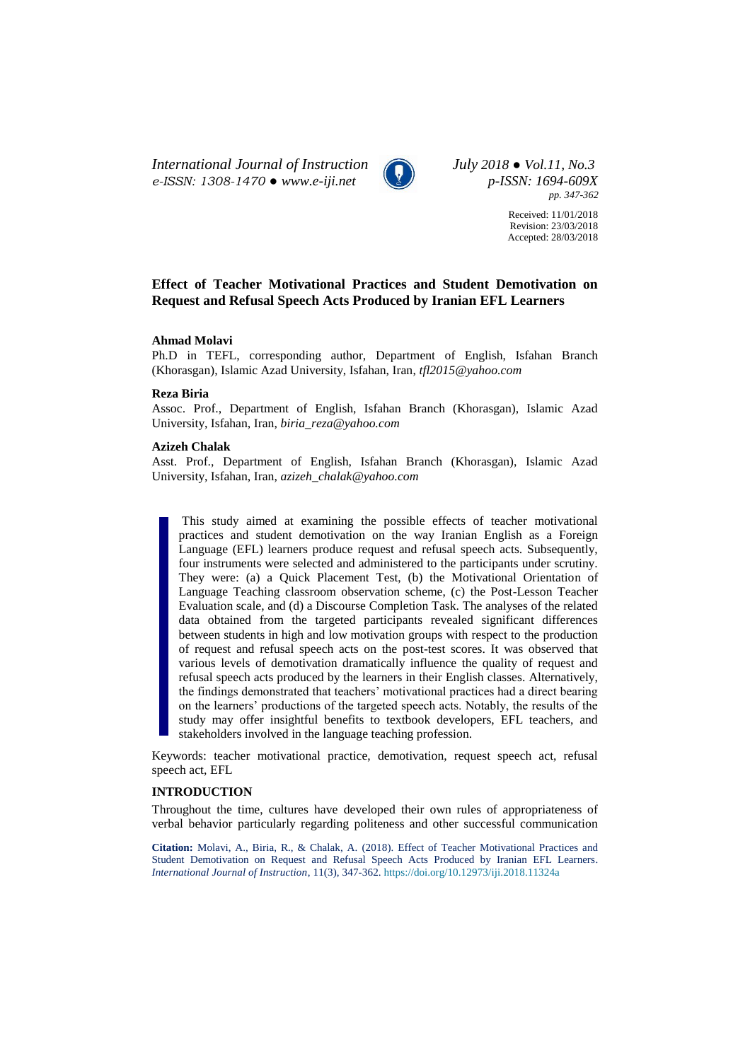# Effect of Teacher Motivational Practices and Student Demotivation on Request and Refusal Speech Acts Produced by Iranian EFL Learners

Received: 11/01/2018
Revision: 23/03/2018
Accepted: 28/03/2018

**Ahmad Molavi**
Ph.D in TEFL, corresponding author, Department of English, Isfahan Branch (Khorasgan), Islamic Azad University, Isfahan, Iran, *tfl2015@yahoo.com*

**Reza Biria**
Assoc. Prof., Department of English, Isfahan Branch (Khorasgan), Islamic Azad University, Isfahan, Iran, *biria_reza@yahoo.com*

**Azizeh Chalak**
Asst. Prof., Department of English, Isfahan Branch (Khorasgan), Islamic Azad University, Isfahan, Iran, *azizeh_chalak@yahoo.com*

This study aimed at examining the possible effects of teacher motivational practices and student demotivation on the way Iranian English as a Foreign Language (EFL) learners produce request and refusal speech acts. Subsequently, four instruments were selected and administered to the participants under scrutiny. They were: (a) a Quick Placement Test, (b) the Motivational Orientation of Language Teaching classroom observation scheme, (c) the Post-Lesson Teacher Evaluation scale, and (d) a Discourse Completion Task. The analyses of the related data obtained from the targeted participants revealed significant differences between students in high and low motivation groups with respect to the production of request and refusal speech acts on the post-test scores. It was observed that various levels of demotivation dramatically influence the quality of request and refusal speech acts produced by the learners in their English classes. Alternatively, the findings demonstrated that teachers' motivational practices had a direct bearing on the learners' productions of the targeted speech acts. Notably, the results of the study may offer insightful benefits to textbook developers, EFL teachers, and stakeholders involved in the language teaching profession.

Keywords: teacher motivational practice, demotivation, request speech act, refusal speech act, EFL

## INTRODUCTION

Throughout the time, cultures have developed their own rules of appropriateness of verbal behavior particularly regarding politeness and other successful communication

**Citation:** Molavi, A., Biria, R., & Chalak, A. (2018). Effect of Teacher Motivational Practices and Student Demotivation on Request and Refusal Speech Acts Produced by Iranian EFL Learners. *International Journal of Instruction*, 11(3), 347-362. https://doi.org/10.12973/iji.2018.11324a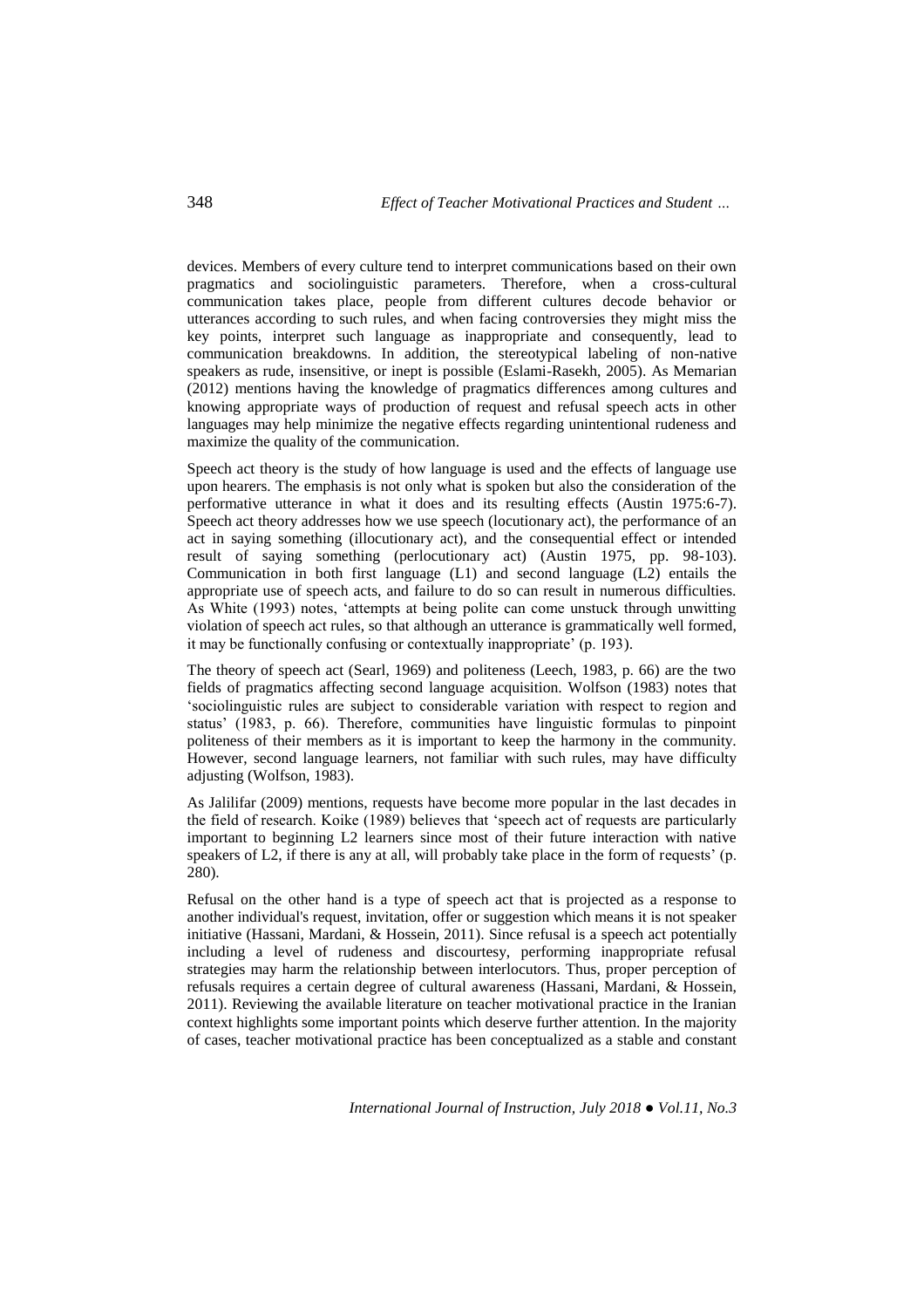devices. Members of every culture tend to interpret communications based on their own pragmatics and sociolinguistic parameters. Therefore, when a cross-cultural communication takes place, people from different cultures decode behavior or utterances according to such rules, and when facing controversies they might miss the key points, interpret such language as inappropriate and consequently, lead to communication breakdowns. In addition, the stereotypical labeling of non-native speakers as rude, insensitive, or inept is possible (Eslami-Rasekh, 2005). As Memarian (2012) mentions having the knowledge of pragmatics differences among cultures and knowing appropriate ways of production of request and refusal speech acts in other languages may help minimize the negative effects regarding unintentional rudeness and maximize the quality of the communication.

Speech act theory is the study of how language is used and the effects of language use upon hearers. The emphasis is not only what is spoken but also the consideration of the performative utterance in what it does and its resulting effects (Austin 1975:6-7). Speech act theory addresses how we use speech (locutionary act), the performance of an act in saying something (illocutionary act), and the consequential effect or intended result of saying something (perlocutionary act) (Austin 1975, pp. 98-103). Communication in both first language (L1) and second language (L2) entails the appropriate use of speech acts, and failure to do so can result in numerous difficulties. As White (1993) notes, 'attempts at being polite can come unstuck through unwitting violation of speech act rules, so that although an utterance is grammatically well formed, it may be functionally confusing or contextually inappropriate' (p. 193).

The theory of speech act (Searl, 1969) and politeness (Leech, 1983, p. 66) are the two fields of pragmatics affecting second language acquisition. Wolfson (1983) notes that 'sociolinguistic rules are subject to considerable variation with respect to region and status' (1983, p. 66). Therefore, communities have linguistic formulas to pinpoint politeness of their members as it is important to keep the harmony in the community. However, second language learners, not familiar with such rules, may have difficulty adjusting (Wolfson, 1983).

As Jalilifar (2009) mentions, requests have become more popular in the last decades in the field of research. Koike (1989) believes that 'speech act of requests are particularly important to beginning L2 learners since most of their future interaction with native speakers of L2, if there is any at all, will probably take place in the form of requests' (p. 280).

Refusal on the other hand is a type of speech act that is projected as a response to another individual's request, invitation, offer or suggestion which means it is not speaker initiative (Hassani, Mardani, & Hossein, 2011). Since refusal is a speech act potentially including a level of rudeness and discourtesy, performing inappropriate refusal strategies may harm the relationship between interlocutors. Thus, proper perception of refusals requires a certain degree of cultural awareness (Hassani, Mardani, & Hossein, 2011). Reviewing the available literature on teacher motivational practice in the Iranian context highlights some important points which deserve further attention. In the majority of cases, teacher motivational practice has been conceptualized as a stable and constant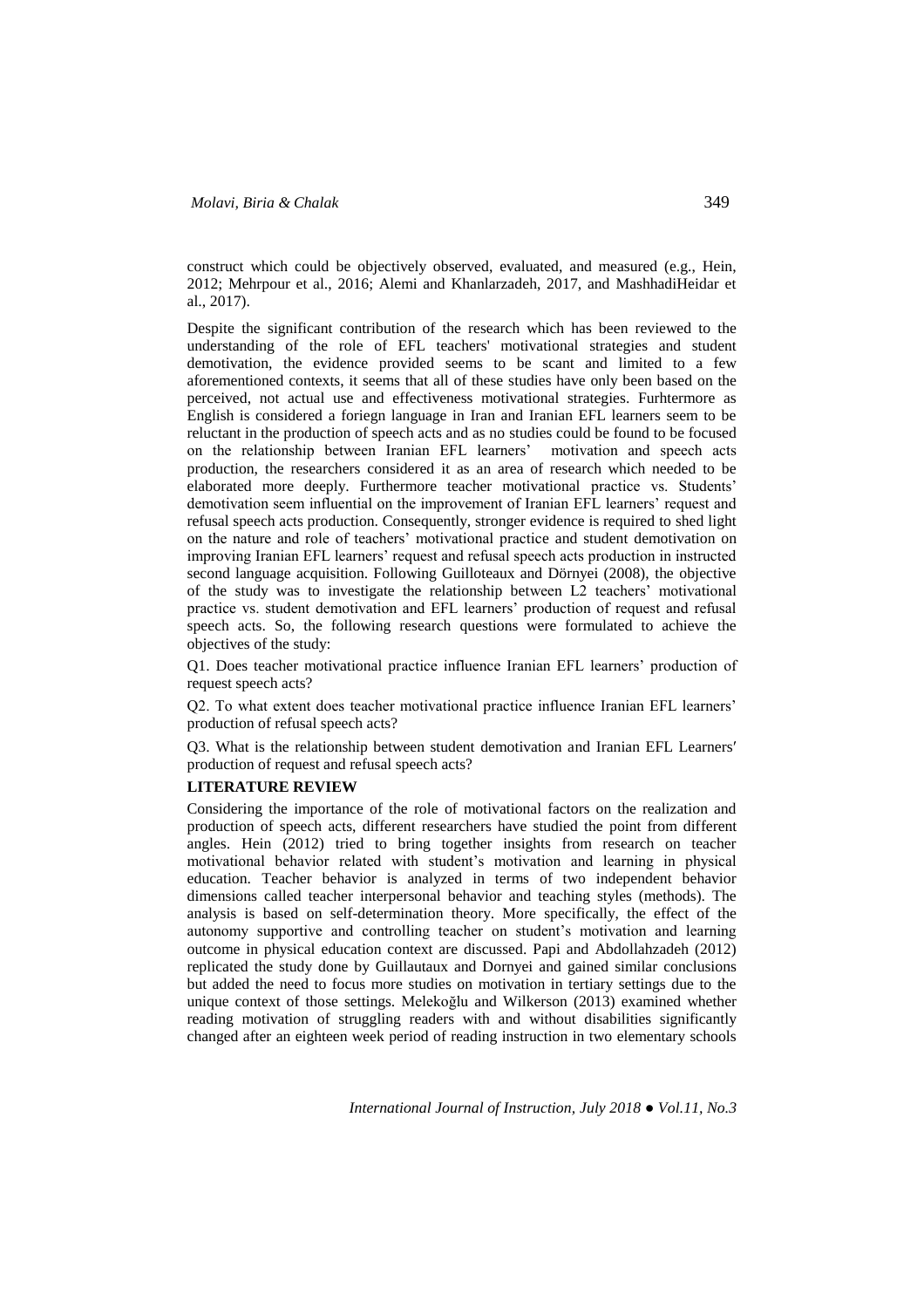construct which could be objectively observed, evaluated, and measured (e.g., Hein, 2012; Mehrpour et al., 2016; Alemi and Khanlarzadeh, 2017, and MashhadiHeidar et al., 2017).

Despite the significant contribution of the research which has been reviewed to the understanding of the role of EFL teachers' motivational strategies and student demotivation, the evidence provided seems to be scant and limited to a few aforementioned contexts, it seems that all of these studies have only been based on the perceived, not actual use and effectiveness motivational strategies. Furhtermore as English is considered a foriegn language in Iran and Iranian EFL learners seem to be reluctant in the production of speech acts and as no studies could be found to be focused on the relationship between Iranian EFL learners' motivation and speech acts production, the researchers considered it as an area of research which needed to be elaborated more deeply. Furthermore teacher motivational practice vs. Students' demotivation seem influential on the improvement of Iranian EFL learners' request and refusal speech acts production. Consequently, stronger evidence is required to shed light on the nature and role of teachers' motivational practice and student demotivation on improving Iranian EFL learners' request and refusal speech acts production in instructed second language acquisition. Following Guilloteaux and Dörnyei (2008), the objective of the study was to investigate the relationship between L2 teachers' motivational practice vs. student demotivation and EFL learners' production of request and refusal speech acts. So, the following research questions were formulated to achieve the objectives of the study:

Q1. Does teacher motivational practice influence Iranian EFL learners' production of request speech acts?

Q2. To what extent does teacher motivational practice influence Iranian EFL learners' production of refusal speech acts?

Q3. What is the relationship between student demotivation and Iranian EFL Learners′ production of request and refusal speech acts?

## LITERATURE REVIEW

Considering the importance of the role of motivational factors on the realization and production of speech acts, different researchers have studied the point from different angles. Hein (2012) tried to bring together insights from research on teacher motivational behavior related with student's motivation and learning in physical education. Teacher behavior is analyzed in terms of two independent behavior dimensions called teacher interpersonal behavior and teaching styles (methods). The analysis is based on self-determination theory. More specifically, the effect of the autonomy supportive and controlling teacher on student's motivation and learning outcome in physical education context are discussed. Papi and Abdollahzadeh (2012) replicated the study done by Guillautaux and Dornyei and gained similar conclusions but added the need to focus more studies on motivation in tertiary settings due to the unique context of those settings. Melekoğlu and Wilkerson (2013) examined whether reading motivation of struggling readers with and without disabilities significantly changed after an eighteen week period of reading instruction in two elementary schools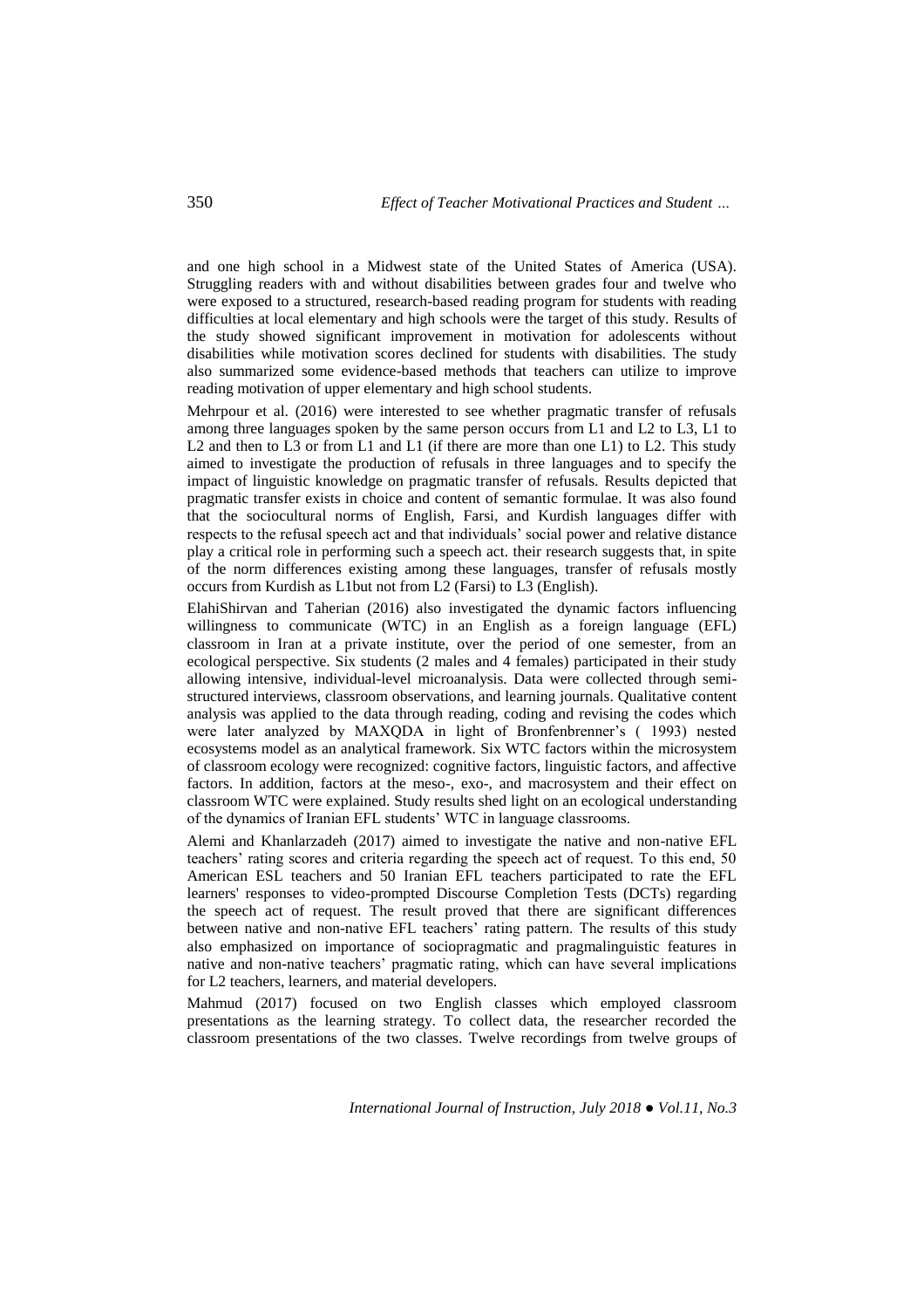and one high school in a Midwest state of the United States of America (USA). Struggling readers with and without disabilities between grades four and twelve who were exposed to a structured, research-based reading program for students with reading difficulties at local elementary and high schools were the target of this study. Results of the study showed significant improvement in motivation for adolescents without disabilities while motivation scores declined for students with disabilities. The study also summarized some evidence-based methods that teachers can utilize to improve reading motivation of upper elementary and high school students.

Mehrpour et al. (2016) were interested to see whether pragmatic transfer of refusals among three languages spoken by the same person occurs from L1 and L2 to L3, L1 to L2 and then to L3 or from L1 and L1 (if there are more than one L1) to L2. This study aimed to investigate the production of refusals in three languages and to specify the impact of linguistic knowledge on pragmatic transfer of refusals. Results depicted that pragmatic transfer exists in choice and content of semantic formulae. It was also found that the sociocultural norms of English, Farsi, and Kurdish languages differ with respects to the refusal speech act and that individuals' social power and relative distance play a critical role in performing such a speech act. their research suggests that, in spite of the norm differences existing among these languages, transfer of refusals mostly occurs from Kurdish as L1but not from L2 (Farsi) to L3 (English).

ElahiShirvan and Taherian (2016) also investigated the dynamic factors influencing willingness to communicate (WTC) in an English as a foreign language (EFL) classroom in Iran at a private institute, over the period of one semester, from an ecological perspective. Six students (2 males and 4 females) participated in their study allowing intensive, individual-level microanalysis. Data were collected through semi-structured interviews, classroom observations, and learning journals. Qualitative content analysis was applied to the data through reading, coding and revising the codes which were later analyzed by MAXQDA in light of Bronfenbrenner's ( 1993) nested ecosystems model as an analytical framework. Six WTC factors within the microsystem of classroom ecology were recognized: cognitive factors, linguistic factors, and affective factors. In addition, factors at the meso-, exo-, and macrosystem and their effect on classroom WTC were explained. Study results shed light on an ecological understanding of the dynamics of Iranian EFL students' WTC in language classrooms.

Alemi and Khanlarzadeh (2017) aimed to investigate the native and non-native EFL teachers' rating scores and criteria regarding the speech act of request. To this end, 50 American ESL teachers and 50 Iranian EFL teachers participated to rate the EFL learners' responses to video-prompted Discourse Completion Tests (DCTs) regarding the speech act of request. The result proved that there are significant differences between native and non-native EFL teachers' rating pattern. The results of this study also emphasized on importance of sociopragmatic and pragmalinguistic features in native and non-native teachers' pragmatic rating, which can have several implications for L2 teachers, learners, and material developers.

Mahmud (2017) focused on two English classes which employed classroom presentations as the learning strategy. To collect data, the researcher recorded the classroom presentations of the two classes. Twelve recordings from twelve groups of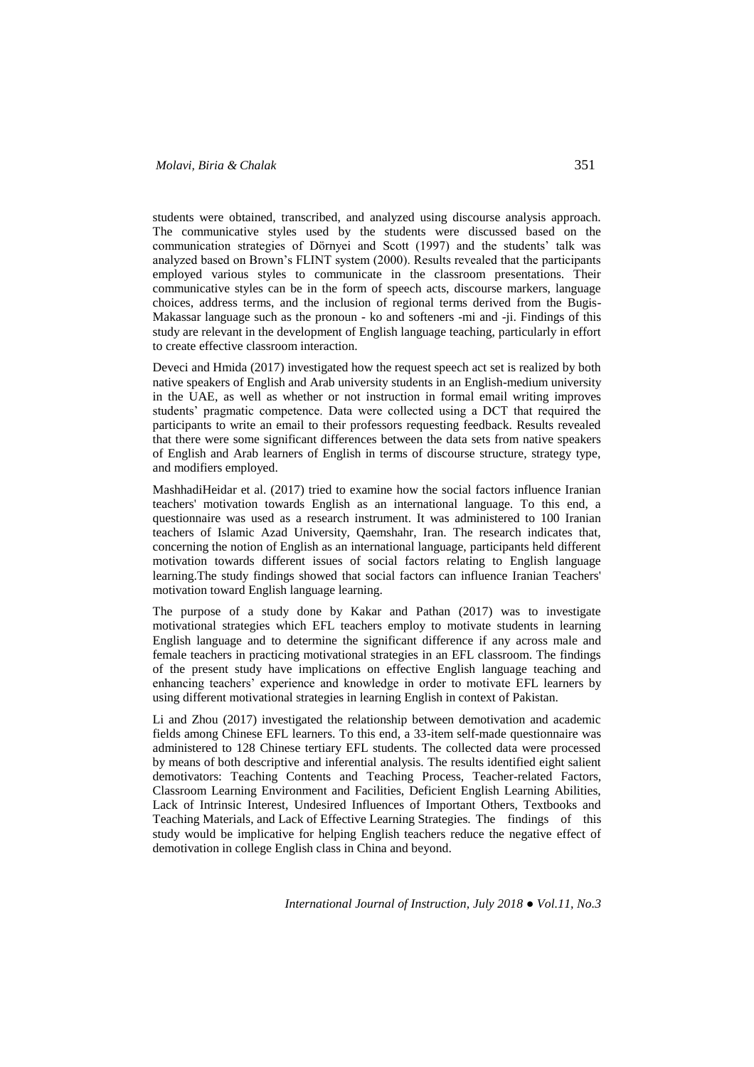students were obtained, transcribed, and analyzed using discourse analysis approach. The communicative styles used by the students were discussed based on the communication strategies of Dörnyei and Scott (1997) and the students' talk was analyzed based on Brown's FLINT system (2000). Results revealed that the participants employed various styles to communicate in the classroom presentations. Their communicative styles can be in the form of speech acts, discourse markers, language choices, address terms, and the inclusion of regional terms derived from the Bugis-Makassar language such as the pronoun - ko and softeners -mi and -ji. Findings of this study are relevant in the development of English language teaching, particularly in effort to create effective classroom interaction.

Deveci and Hmida (2017) investigated how the request speech act set is realized by both native speakers of English and Arab university students in an English-medium university in the UAE, as well as whether or not instruction in formal email writing improves students' pragmatic competence. Data were collected using a DCT that required the participants to write an email to their professors requesting feedback. Results revealed that there were some significant differences between the data sets from native speakers of English and Arab learners of English in terms of discourse structure, strategy type, and modifiers employed.

MashhadiHeidar et al. (2017) tried to examine how the social factors influence Iranian teachers' motivation towards English as an international language. To this end, a questionnaire was used as a research instrument. It was administered to 100 Iranian teachers of Islamic Azad University, Qaemshahr, Iran. The research indicates that, concerning the notion of English as an international language, participants held different motivation towards different issues of social factors relating to English language learning.The study findings showed that social factors can influence Iranian Teachers' motivation toward English language learning.

The purpose of a study done by Kakar and Pathan (2017) was to investigate motivational strategies which EFL teachers employ to motivate students in learning English language and to determine the significant difference if any across male and female teachers in practicing motivational strategies in an EFL classroom. The findings of the present study have implications on effective English language teaching and enhancing teachers' experience and knowledge in order to motivate EFL learners by using different motivational strategies in learning English in context of Pakistan.

Li and Zhou (2017) investigated the relationship between demotivation and academic fields among Chinese EFL learners. To this end, a 33-item self-made questionnaire was administered to 128 Chinese tertiary EFL students. The collected data were processed by means of both descriptive and inferential analysis. The results identified eight salient demotivators: Teaching Contents and Teaching Process, Teacher-related Factors, Classroom Learning Environment and Facilities, Deficient English Learning Abilities, Lack of Intrinsic Interest, Undesired Influences of Important Others, Textbooks and Teaching Materials, and Lack of Effective Learning Strategies. The findings of this study would be implicative for helping English teachers reduce the negative effect of demotivation in college English class in China and beyond.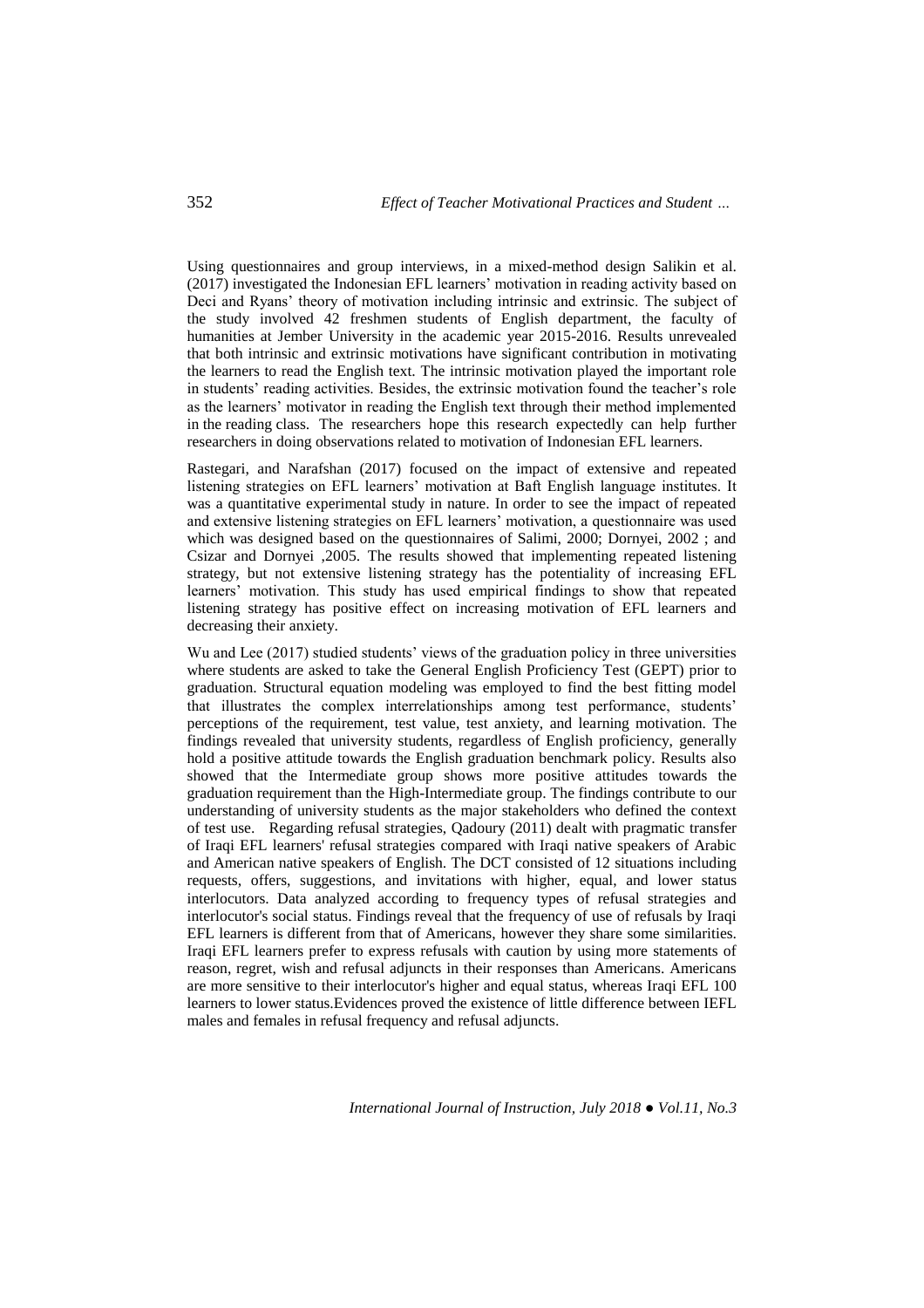Using questionnaires and group interviews, in a mixed-method design Salikin et al. (2017) investigated the Indonesian EFL learners' motivation in reading activity based on Deci and Ryans' theory of motivation including intrinsic and extrinsic. The subject of the study involved 42 freshmen students of English department, the faculty of humanities at Jember University in the academic year 2015-2016. Results unrevealed that both intrinsic and extrinsic motivations have significant contribution in motivating the learners to read the English text. The intrinsic motivation played the important role in students' reading activities. Besides, the extrinsic motivation found the teacher's role as the learners' motivator in reading the English text through their method implemented in the reading class. The researchers hope this research expectedly can help further researchers in doing observations related to motivation of Indonesian EFL learners.

Rastegari, and Narafshan (2017) focused on the impact of extensive and repeated listening strategies on EFL learners' motivation at Baft English language institutes. It was a quantitative experimental study in nature. In order to see the impact of repeated and extensive listening strategies on EFL learners' motivation, a questionnaire was used which was designed based on the questionnaires of Salimi, 2000; Dornyei, 2002 ; and Csizar and Dornyei ,2005. The results showed that implementing repeated listening strategy, but not extensive listening strategy has the potentiality of increasing EFL learners' motivation. This study has used empirical findings to show that repeated listening strategy has positive effect on increasing motivation of EFL learners and decreasing their anxiety.

Wu and Lee (2017) studied students' views of the graduation policy in three universities where students are asked to take the General English Proficiency Test (GEPT) prior to graduation. Structural equation modeling was employed to find the best fitting model that illustrates the complex interrelationships among test performance, students' perceptions of the requirement, test value, test anxiety, and learning motivation. The findings revealed that university students, regardless of English proficiency, generally hold a positive attitude towards the English graduation benchmark policy. Results also showed that the Intermediate group shows more positive attitudes towards the graduation requirement than the High-Intermediate group. The findings contribute to our understanding of university students as the major stakeholders who defined the context of test use. Regarding refusal strategies, Qadoury (2011) dealt with pragmatic transfer of Iraqi EFL learners' refusal strategies compared with Iraqi native speakers of Arabic and American native speakers of English. The DCT consisted of 12 situations including requests, offers, suggestions, and invitations with higher, equal, and lower status interlocutors. Data analyzed according to frequency types of refusal strategies and interlocutor's social status. Findings reveal that the frequency of use of refusals by Iraqi EFL learners is different from that of Americans, however they share some similarities. Iraqi EFL learners prefer to express refusals with caution by using more statements of reason, regret, wish and refusal adjuncts in their responses than Americans. Americans are more sensitive to their interlocutor's higher and equal status, whereas Iraqi EFL 100 learners to lower status.Evidences proved the existence of little difference between IEFL males and females in refusal frequency and refusal adjuncts.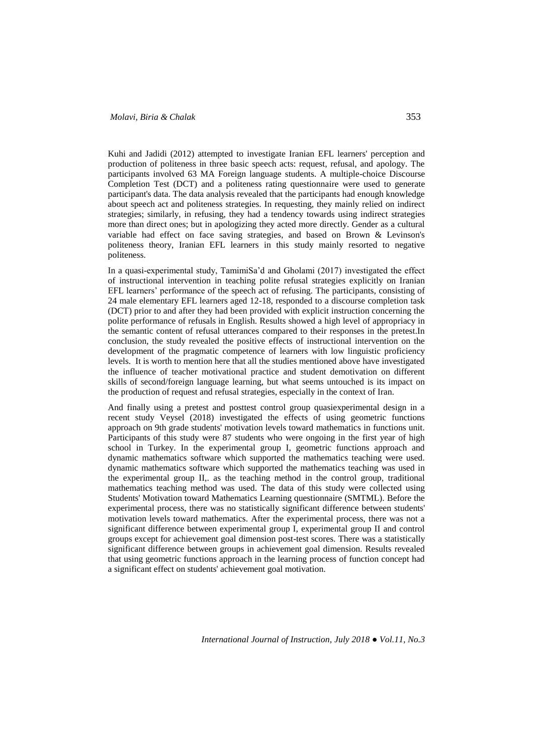Kuhi and Jadidi (2012) attempted to investigate Iranian EFL learners' perception and production of politeness in three basic speech acts: request, refusal, and apology. The participants involved 63 MA Foreign language students. A multiple-choice Discourse Completion Test (DCT) and a politeness rating questionnaire were used to generate participant's data. The data analysis revealed that the participants had enough knowledge about speech act and politeness strategies. In requesting, they mainly relied on indirect strategies; similarly, in refusing, they had a tendency towards using indirect strategies more than direct ones; but in apologizing they acted more directly. Gender as a cultural variable had effect on face saving strategies, and based on Brown & Levinson's politeness theory, Iranian EFL learners in this study mainly resorted to negative politeness.

In a quasi-experimental study, TamimiSa'd and Gholami (2017) investigated the effect of instructional intervention in teaching polite refusal strategies explicitly on Iranian EFL learners' performance of the speech act of refusing. The participants, consisting of 24 male elementary EFL learners aged 12-18, responded to a discourse completion task (DCT) prior to and after they had been provided with explicit instruction concerning the polite performance of refusals in English. Results showed a high level of appropriacy in the semantic content of refusal utterances compared to their responses in the pretest.In conclusion, the study revealed the positive effects of instructional intervention on the development of the pragmatic competence of learners with low linguistic proficiency levels. It is worth to mention here that all the studies mentioned above have investigated the influence of teacher motivational practice and student demotivation on different skills of second/foreign language learning, but what seems untouched is its impact on the production of request and refusal strategies, especially in the context of Iran.

And finally using a pretest and posttest control group quasiexperimental design in a recent study Veysel (2018) investigated the effects of using geometric functions approach on 9th grade students' motivation levels toward mathematics in functions unit. Participants of this study were 87 students who were ongoing in the first year of high school in Turkey. In the experimental group I, geometric functions approach and dynamic mathematics software which supported the mathematics teaching were used. dynamic mathematics software which supported the mathematics teaching was used in the experimental group II,. as the teaching method in the control group, traditional mathematics teaching method was used. The data of this study were collected using Students' Motivation toward Mathematics Learning questionnaire (SMTML). Before the experimental process, there was no statistically significant difference between students' motivation levels toward mathematics. After the experimental process, there was not a significant difference between experimental group I, experimental group II and control groups except for achievement goal dimension post-test scores. There was a statistically significant difference between groups in achievement goal dimension. Results revealed that using geometric functions approach in the learning process of function concept had a significant effect on students' achievement goal motivation.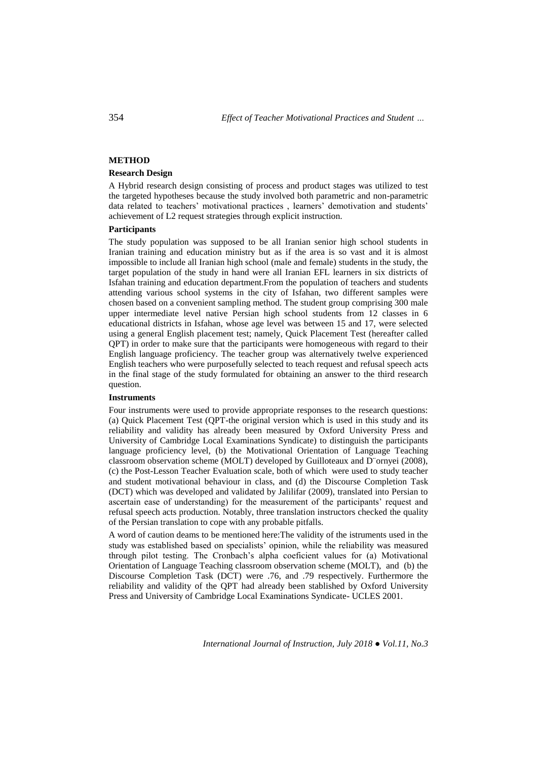## METHOD

### Research Design

A Hybrid research design consisting of process and product stages was utilized to test the targeted hypotheses because the study involved both parametric and non-parametric data related to teachers' motivational practices , learners' demotivation and students' achievement of L2 request strategies through explicit instruction.

### Participants

The study population was supposed to be all Iranian senior high school students in Iranian training and education ministry but as if the area is so vast and it is almost impossible to include all Iranian high school (male and female) students in the study, the target population of the study in hand were all Iranian EFL learners in six districts of Isfahan training and education department.From the population of teachers and students attending various school systems in the city of Isfahan, two different samples were chosen based on a convenient sampling method. The student group comprising 300 male upper intermediate level native Persian high school students from 12 classes in 6 educational districts in Isfahan, whose age level was between 15 and 17, were selected using a general English placement test; namely, Quick Placement Test (hereafter called QPT) in order to make sure that the participants were homogeneous with regard to their English language proficiency. The teacher group was alternatively twelve experienced English teachers who were purposefully selected to teach request and refusal speech acts in the final stage of the study formulated for obtaining an answer to the third research question.

### Instruments

Four instruments were used to provide appropriate responses to the research questions: (a) Quick Placement Test (QPT-the original version which is used in this study and its reliability and validity has already been measured by Oxford University Press and University of Cambridge Local Examinations Syndicate) to distinguish the participants language proficiency level, (b) the Motivational Orientation of Language Teaching classroom observation scheme (MOLT) developed by Guilloteaux and D¨ornyei (2008), (c) the Post-Lesson Teacher Evaluation scale, both of which were used to study teacher and student motivational behaviour in class, and (d) the Discourse Completion Task (DCT) which was developed and validated by Jalilifar (2009), translated into Persian to ascertain ease of understanding) for the measurement of the participants' request and refusal speech acts production. Notably, three translation instructors checked the quality of the Persian translation to cope with any probable pitfalls.

A word of caution deams to be mentioned here:The validity of the istruments used in the study was established based on specialists' opinion, while the reliability was measured through pilot testing. The Cronbach's alpha coeficient values for (a) Motivational Orientation of Language Teaching classroom observation scheme (MOLT), and (b) the Discourse Completion Task (DCT) were .76, and .79 respectively. Furthermore the reliability and validity of the QPT had already been stablished by Oxford University Press and University of Cambridge Local Examinations Syndicate- UCLES 2001.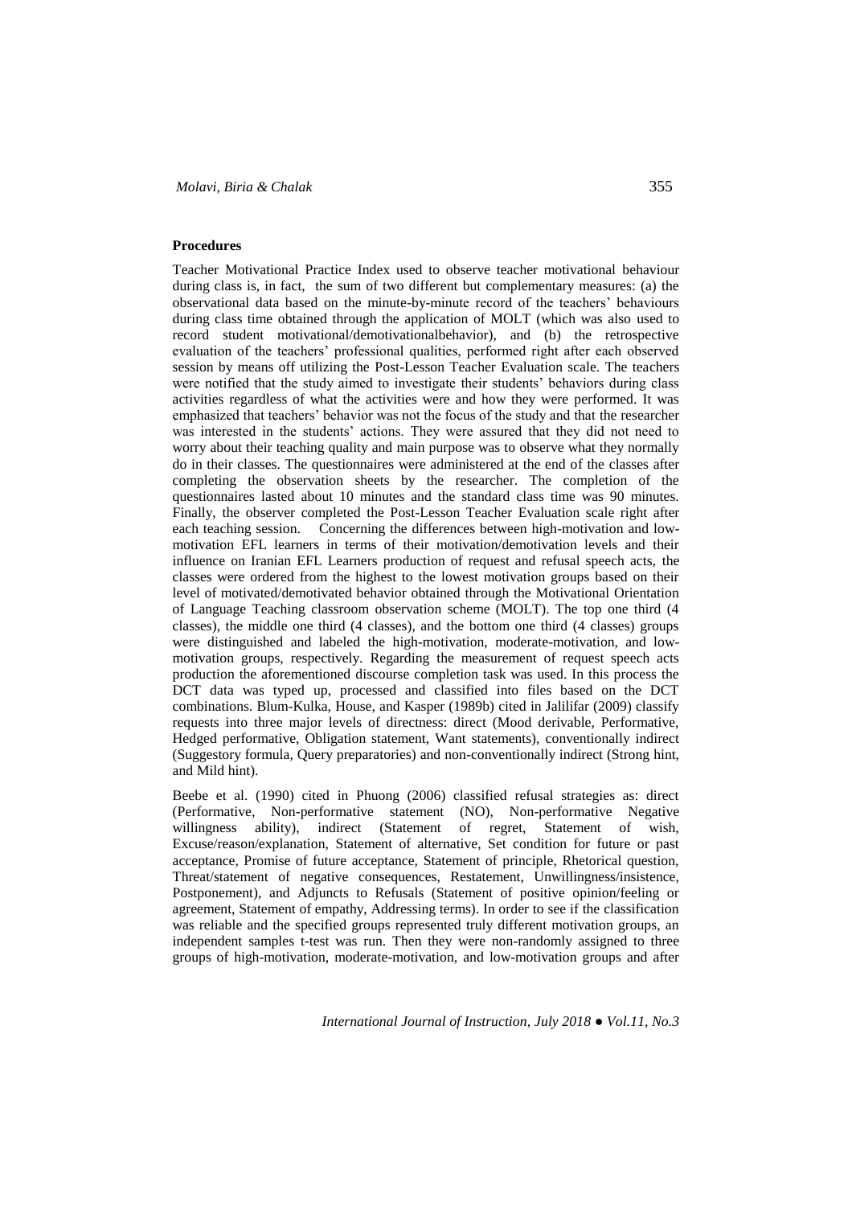### Procedures

Teacher Motivational Practice Index used to observe teacher motivational behaviour during class is, in fact, the sum of two different but complementary measures: (a) the observational data based on the minute-by-minute record of the teachers' behaviours during class time obtained through the application of MOLT (which was also used to record student motivational/demotivationalbehavior), and (b) the retrospective evaluation of the teachers' professional qualities, performed right after each observed session by means off utilizing the Post-Lesson Teacher Evaluation scale. The teachers were notified that the study aimed to investigate their students' behaviors during class activities regardless of what the activities were and how they were performed. It was emphasized that teachers' behavior was not the focus of the study and that the researcher was interested in the students' actions. They were assured that they did not need to worry about their teaching quality and main purpose was to observe what they normally do in their classes. The questionnaires were administered at the end of the classes after completing the observation sheets by the researcher. The completion of the questionnaires lasted about 10 minutes and the standard class time was 90 minutes. Finally, the observer completed the Post-Lesson Teacher Evaluation scale right after each teaching session. Concerning the differences between high-motivation and low-motivation EFL learners in terms of their motivation/demotivation levels and their influence on Iranian EFL Learners production of request and refusal speech acts, the classes were ordered from the highest to the lowest motivation groups based on their level of motivated/demotivated behavior obtained through the Motivational Orientation of Language Teaching classroom observation scheme (MOLT). The top one third (4 classes), the middle one third (4 classes), and the bottom one third (4 classes) groups were distinguished and labeled the high-motivation, moderate-motivation, and low-motivation groups, respectively. Regarding the measurement of request speech acts production the aforementioned discourse completion task was used. In this process the DCT data was typed up, processed and classified into files based on the DCT combinations. Blum-Kulka, House, and Kasper (1989b) cited in Jalilifar (2009) classify requests into three major levels of directness: direct (Mood derivable, Performative, Hedged performative, Obligation statement, Want statements), conventionally indirect (Suggestory formula, Query preparatories) and non-conventionally indirect (Strong hint, and Mild hint).

Beebe et al. (1990) cited in Phuong (2006) classified refusal strategies as: direct (Performative, Non-performative statement (NO), Non-performative Negative willingness ability), indirect (Statement of regret, Statement of wish, Excuse/reason/explanation, Statement of alternative, Set condition for future or past acceptance, Promise of future acceptance, Statement of principle, Rhetorical question, Threat/statement of negative consequences, Restatement, Unwillingness/insistence, Postponement), and Adjuncts to Refusals (Statement of positive opinion/feeling or agreement, Statement of empathy, Addressing terms). In order to see if the classification was reliable and the specified groups represented truly different motivation groups, an independent samples t-test was run. Then they were non-randomly assigned to three groups of high-motivation, moderate-motivation, and low-motivation groups and after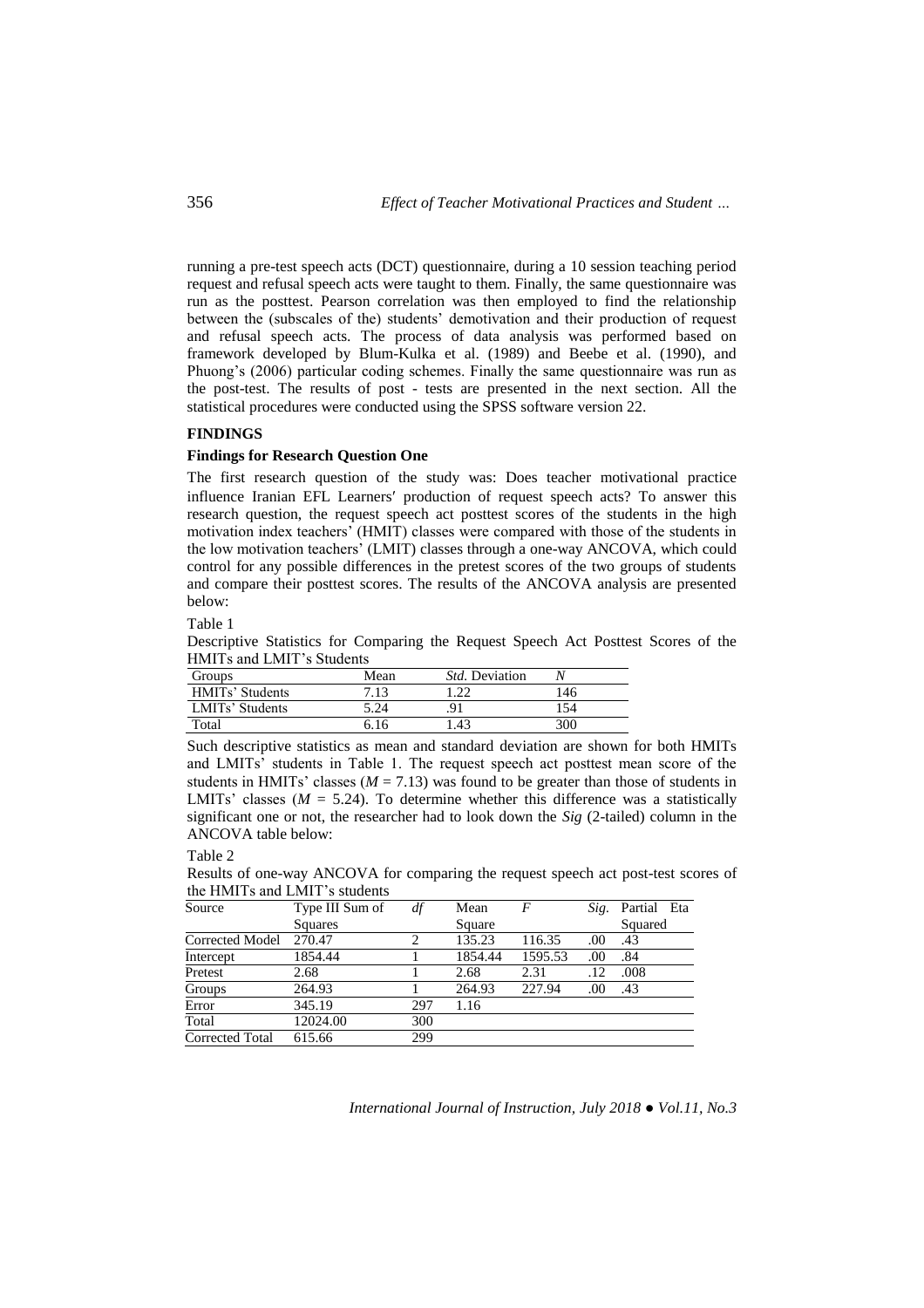running a pre-test speech acts (DCT) questionnaire, during a 10 session teaching period request and refusal speech acts were taught to them. Finally, the same questionnaire was run as the posttest. Pearson correlation was then employed to find the relationship between the (subscales of the) students' demotivation and their production of request and refusal speech acts. The process of data analysis was performed based on framework developed by Blum-Kulka et al. (1989) and Beebe et al. (1990), and Phuong's (2006) particular coding schemes. Finally the same questionnaire was run as the post-test. The results of post - tests are presented in the next section. All the statistical procedures were conducted using the SPSS software version 22.

## FINDINGS

### Findings for Research Question One

The first research question of the study was: Does teacher motivational practice influence Iranian EFL Learners′ production of request speech acts? To answer this research question, the request speech act posttest scores of the students in the high motivation index teachers' (HMIT) classes were compared with those of the students in the low motivation teachers' (LMIT) classes through a one-way ANCOVA, which could control for any possible differences in the pretest scores of the two groups of students and compare their posttest scores. The results of the ANCOVA analysis are presented below:

Table 1

Descriptive Statistics for Comparing the Request Speech Act Posttest Scores of the HMITs and LMIT's Students

| Groups | Mean | *Std.* Deviation | *N* |
|---|---|---|---|
| HMITs' Students | 7.13 | 1.22 | 146 |
| LMITs' Students | 5.24 | .91 | 154 |
| Total | 6.16 | 1.43 | 300 |

Such descriptive statistics as mean and standard deviation are shown for both HMITs and LMITs' students in Table 1. The request speech act posttest mean score of the students in HMITs' classes ($M = 7.13$) was found to be greater than those of students in LMITs' classes ($M = 5.24$). To determine whether this difference was a statistically significant one or not, the researcher had to look down the *Sig* (2-tailed) column in the ANCOVA table below:

Table 2

Results of one-way ANCOVA for comparing the request speech act post-test scores of the HMITs and LMIT's students

| Source | Type III Sum of Squares | *df* | Mean Square | *F* | *Sig.* | Partial Eta Squared |
|---|---|---|---|---|---|---|
| Corrected Model | 270.47 | 2 | 135.23 | 116.35 | .00 | .43 |
| Intercept | 1854.44 | 1 | 1854.44 | 1595.53 | .00 | .84 |
| Pretest | 2.68 | 1 | 2.68 | 2.31 | .12 | .008 |
| Groups | 264.93 | 1 | 264.93 | 227.94 | .00 | .43 |
| Error | 345.19 | 297 | 1.16 | | | |
| Total | 12024.00 | 300 | | | | |
| Corrected Total | 615.66 | 299 | | | | |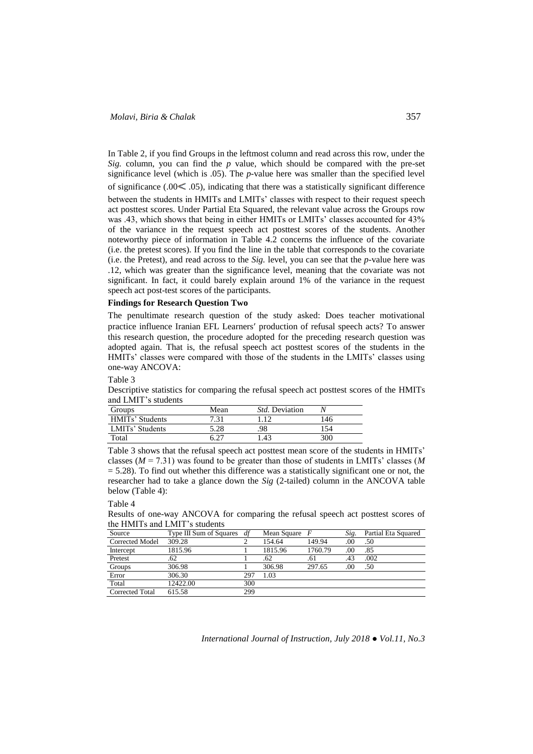In Table 2, if you find Groups in the leftmost column and read across this row, under the *Sig.* column, you can find the *p* value, which should be compared with the pre-set significance level (which is .05). The *p*-value here was smaller than the specified level of significance (.00< .05), indicating that there was a statistically significant difference between the students in HMITs and LMITs' classes with respect to their request speech act posttest scores. Under Partial Eta Squared, the relevant value across the Groups row was .43, which shows that being in either HMITs or LMITs' classes accounted for 43% of the variance in the request speech act posttest scores of the students. Another noteworthy piece of information in Table 4.2 concerns the influence of the covariate (i.e. the pretest scores). If you find the line in the table that corresponds to the covariate (i.e. the Pretest), and read across to the *Sig.* level, you can see that the *p*-value here was .12, which was greater than the significance level, meaning that the covariate was not significant. In fact, it could barely explain around 1% of the variance in the request speech act post-test scores of the participants.

**Findings for Research Question Two**

The penultimate research question of the study asked: Does teacher motivational practice influence Iranian EFL Learners′ production of refusal speech acts? To answer this research question, the procedure adopted for the preceding research question was adopted again. That is, the refusal speech act posttest scores of the students in the HMITs' classes were compared with those of the students in the LMITs' classes using one-way ANCOVA:

Table 3

Descriptive statistics for comparing the refusal speech act posttest scores of the HMITs and LMIT's students

| Groups | Mean | *Std.* Deviation | *N* |
|---|---|---|---|
| HMITs' Students | 7.31 | 1.12 | 146 |
| LMITs' Students | 5.28 | .98 | 154 |
| Total | 6.27 | 1.43 | 300 |

Table 3 shows that the refusal speech act posttest mean score of the students in HMITs' classes ($M = 7.31$) was found to be greater than those of students in LMITs' classes ($M = 5.28$). To find out whether this difference was a statistically significant one or not, the researcher had to take a glance down the *Sig* (2-tailed) column in the ANCOVA table below (Table 4):

Table 4

Results of one-way ANCOVA for comparing the refusal speech act posttest scores of the HMITs and LMIT's students

| Source | Type III Sum of Squares | *df* | Mean Square | *F* | *Sig.* | Partial Eta Squared |
|---|---|---|---|---|---|---|
| Corrected Model | 309.28 | 2 | 154.64 | 149.94 | .00 | .50 |
| Intercept | 1815.96 | 1 | 1815.96 | 1760.79 | .00 | .85 |
| Pretest | .62 | 1 | .62 | .61 | .43 | .002 |
| Groups | 306.98 | 1 | 306.98 | 297.65 | .00 | .50 |
| Error | 306.30 | 297 | 1.03 | | | |
| Total | 12422.00 | 300 | | | | |
| Corrected Total | 615.58 | 299 | | | | |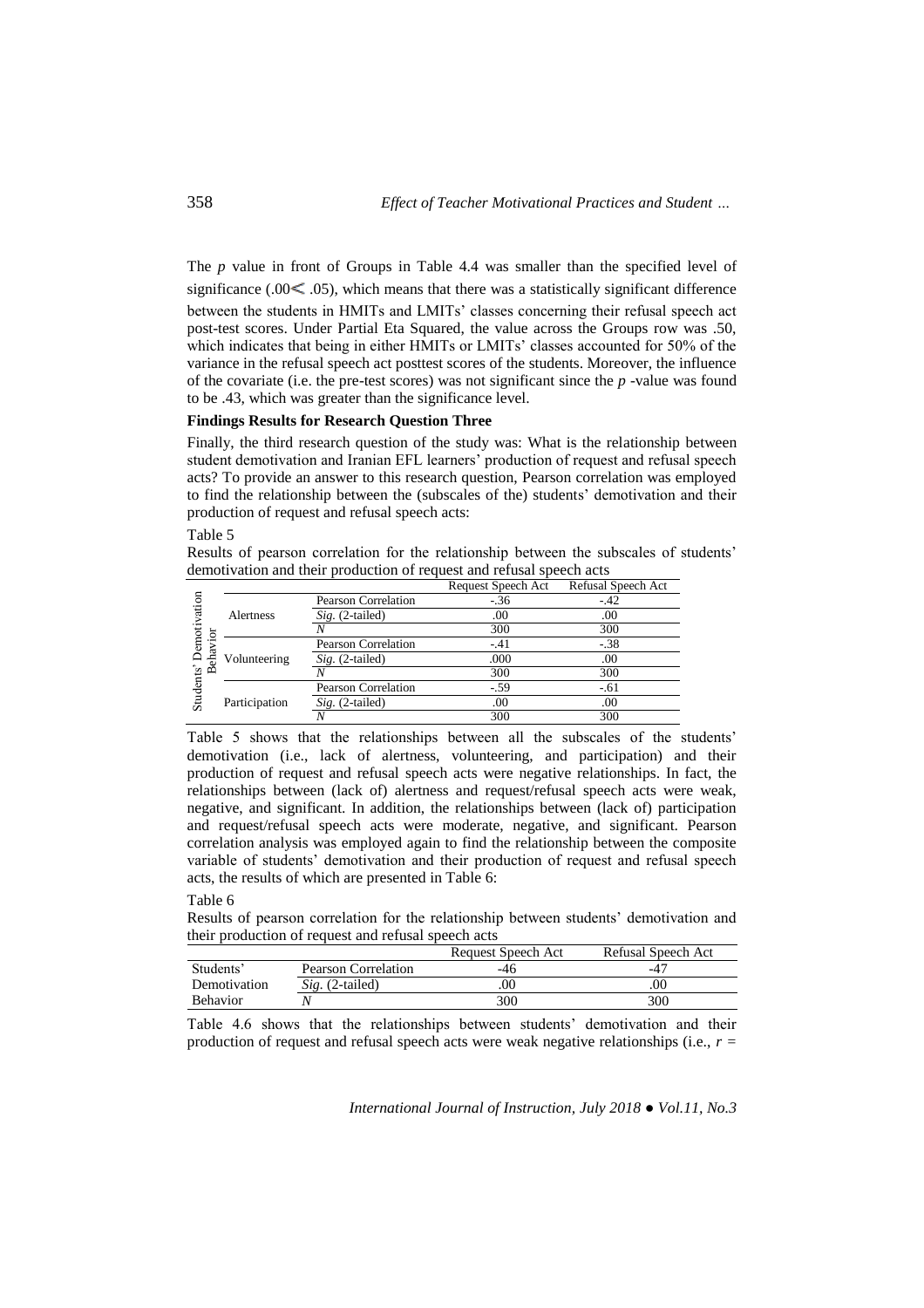The *p* value in front of Groups in Table 4.4 was smaller than the specified level of significance (.00< .05), which means that there was a statistically significant difference between the students in HMITs and LMITs' classes concerning their refusal speech act post-test scores. Under Partial Eta Squared, the value across the Groups row was .50, which indicates that being in either HMITs or LMITs' classes accounted for 50% of the variance in the refusal speech act posttest scores of the students. Moreover, the influence of the covariate (i.e. the pre-test scores) was not significant since the *p* -value was found to be .43, which was greater than the significance level.

**Findings Results for Research Question Three**

Finally, the third research question of the study was: What is the relationship between student demotivation and Iranian EFL learners' production of request and refusal speech acts? To provide an answer to this research question, Pearson correlation was employed to find the relationship between the (subscales of the) students' demotivation and their production of request and refusal speech acts:

Table 5

Results of pearson correlation for the relationship between the subscales of students' demotivation and their production of request and refusal speech acts

| | | | Request Speech Act | Refusal Speech Act |
|---|---|---|---|---|
| Students' Demotivation Behavior | Alertness | Pearson Correlation | -.36 | -.42 |
| | | *Sig.* (2-tailed) | .00 | .00 |
| | | *N* | 300 | 300 |
| | Volunteering | Pearson Correlation | -.41 | -.38 |
| | | *Sig.* (2-tailed) | .000 | .00 |
| | | *N* | 300 | 300 |
| | Participation | Pearson Correlation | -.59 | -.61 |
| | | *Sig.* (2-tailed) | .00 | .00 |
| | | *N* | 300 | 300 |

Table 5 shows that the relationships between all the subscales of the students' demotivation (i.e., lack of alertness, volunteering, and participation) and their production of request and refusal speech acts were negative relationships. In fact, the relationships between (lack of) alertness and request/refusal speech acts were weak, negative, and significant. In addition, the relationships between (lack of) participation and request/refusal speech acts were moderate, negative, and significant. Pearson correlation analysis was employed again to find the relationship between the composite variable of students' demotivation and their production of request and refusal speech acts, the results of which are presented in Table 6:

Table 6

Results of pearson correlation for the relationship between students' demotivation and their production of request and refusal speech acts

| | | Request Speech Act | Refusal Speech Act |
|---|---|---|---|
| Students' Demotivation Behavior | Pearson Correlation | -46 | -47 |
| | *Sig.* (2-tailed) | .00 | .00 |
| | *N* | 300 | 300 |

Table 4.6 shows that the relationships between students' demotivation and their production of request and refusal speech acts were weak negative relationships (i.e., $r$ =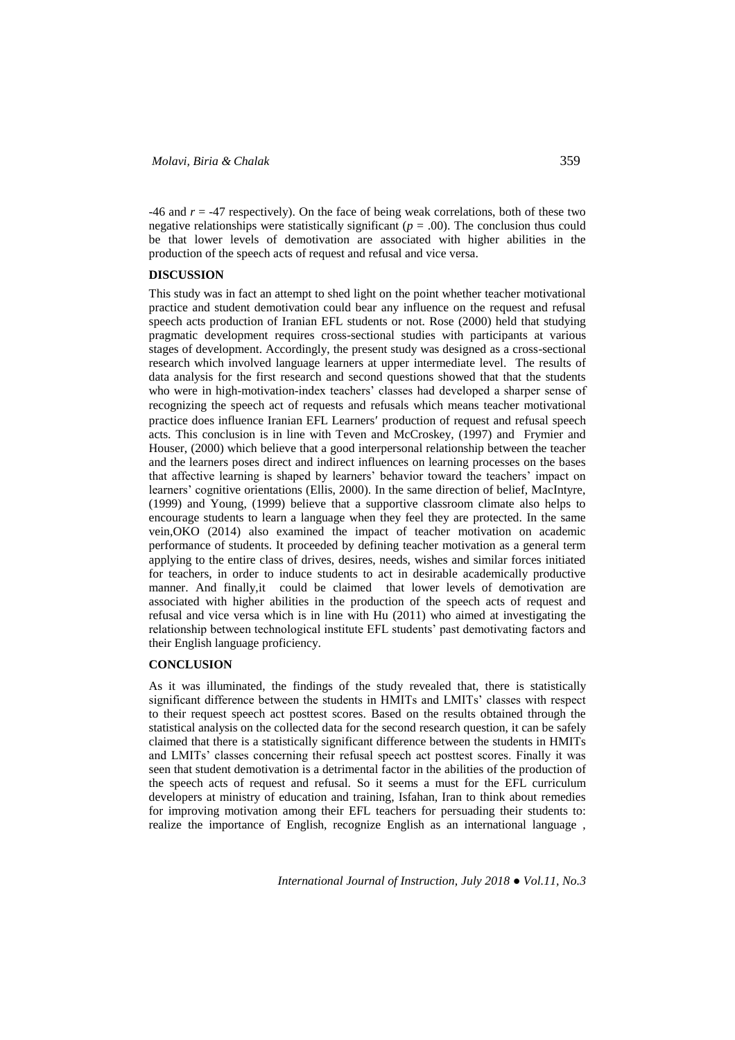-46 and $r$ = -47 respectively). On the face of being weak correlations, both of these two negative relationships were statistically significant ($p$ = .00). The conclusion thus could be that lower levels of demotivation are associated with higher abilities in the production of the speech acts of request and refusal and vice versa.

## DISCUSSION

This study was in fact an attempt to shed light on the point whether teacher motivational practice and student demotivation could bear any influence on the request and refusal speech acts production of Iranian EFL students or not. Rose (2000) held that studying pragmatic development requires cross-sectional studies with participants at various stages of development. Accordingly, the present study was designed as a cross-sectional research which involved language learners at upper intermediate level. The results of data analysis for the first research and second questions showed that that the students who were in high-motivation-index teachers' classes had developed a sharper sense of recognizing the speech act of requests and refusals which means teacher motivational practice does influence Iranian EFL Learners′ production of request and refusal speech acts. This conclusion is in line with Teven and McCroskey, (1997) and Frymier and Houser, (2000) which believe that a good interpersonal relationship between the teacher and the learners poses direct and indirect influences on learning processes on the bases that affective learning is shaped by learners' behavior toward the teachers' impact on learners' cognitive orientations (Ellis, 2000). In the same direction of belief, MacIntyre, (1999) and Young, (1999) believe that a supportive classroom climate also helps to encourage students to learn a language when they feel they are protected. In the same vein,OKO (2014) also examined the impact of teacher motivation on academic performance of students. It proceeded by defining teacher motivation as a general term applying to the entire class of drives, desires, needs, wishes and similar forces initiated for teachers, in order to induce students to act in desirable academically productive manner. And finally,it could be claimed that lower levels of demotivation are associated with higher abilities in the production of the speech acts of request and refusal and vice versa which is in line with Hu (2011) who aimed at investigating the relationship between technological institute EFL students' past demotivating factors and their English language proficiency.

## CONCLUSION

As it was illuminated, the findings of the study revealed that, there is statistically significant difference between the students in HMITs and LMITs' classes with respect to their request speech act posttest scores. Based on the results obtained through the statistical analysis on the collected data for the second research question, it can be safely claimed that there is a statistically significant difference between the students in HMITs and LMITs' classes concerning their refusal speech act posttest scores. Finally it was seen that student demotivation is a detrimental factor in the abilities of the production of the speech acts of request and refusal. So it seems a must for the EFL curriculum developers at ministry of education and training, Isfahan, Iran to think about remedies for improving motivation among their EFL teachers for persuading their students to: realize the importance of English, recognize English as an international language ,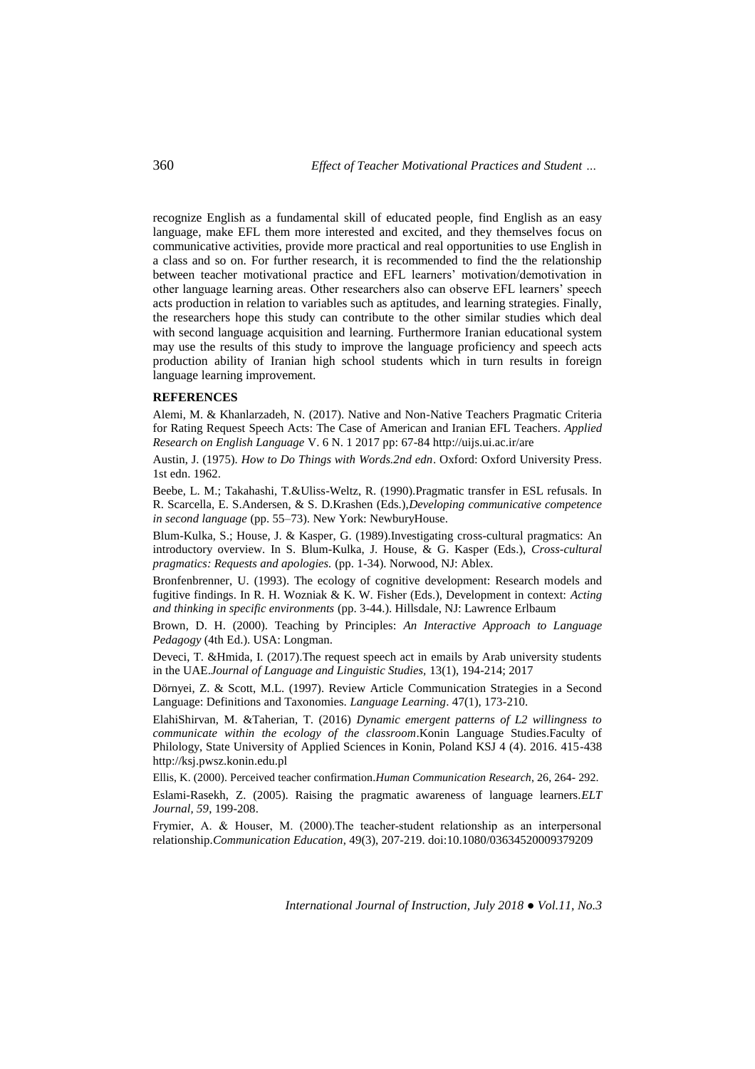recognize English as a fundamental skill of educated people, find English as an easy language, make EFL them more interested and excited, and they themselves focus on communicative activities, provide more practical and real opportunities to use English in a class and so on. For further research, it is recommended to find the the relationship between teacher motivational practice and EFL learners' motivation/demotivation in other language learning areas. Other researchers also can observe EFL learners' speech acts production in relation to variables such as aptitudes, and learning strategies. Finally, the researchers hope this study can contribute to the other similar studies which deal with second language acquisition and learning. Furthermore Iranian educational system may use the results of this study to improve the language proficiency and speech acts production ability of Iranian high school students which in turn results in foreign language learning improvement.

## REFERENCES

Alemi, M. & Khanlarzadeh, N. (2017). Native and Non-Native Teachers Pragmatic Criteria for Rating Request Speech Acts: The Case of American and Iranian EFL Teachers. *Applied Research on English Language* V. 6 N. 1 2017 pp: 67-84 http://uijs.ui.ac.ir/are

Austin, J. (1975). *How to Do Things with Words.2nd edn*. Oxford: Oxford University Press. 1st edn. 1962.

Beebe, L. M.; Takahashi, T.&Uliss-Weltz, R. (1990).Pragmatic transfer in ESL refusals. In R. Scarcella, E. S.Andersen, & S. D.Krashen (Eds.),*Developing communicative competence in second language* (pp. 55–73). New York: NewburyHouse.

Blum-Kulka, S.; House, J. & Kasper, G. (1989).Investigating cross-cultural pragmatics: An introductory overview. In S. Blum-Kulka, J. House, & G. Kasper (Eds.), *Cross-cultural pragmatics: Requests and apologies.* (pp. 1-34). Norwood, NJ: Ablex.

Bronfenbrenner, U. (1993). The ecology of cognitive development: Research models and fugitive findings. In R. H. Wozniak & K. W. Fisher (Eds.), Development in context: *Acting and thinking in specific environments* (pp. 3-44.). Hillsdale, NJ: Lawrence Erlbaum

Brown, D. H. (2000). Teaching by Principles: *An Interactive Approach to Language Pedagogy* (4th Ed.). USA: Longman.

Deveci, T. &Hmida, I. (2017).The request speech act in emails by Arab university students in the UAE.*Journal of Language and Linguistic Studies*, 13(1), 194-214; 2017

Dörnyei, Z. & Scott, M.L. (1997). Review Article Communication Strategies in a Second Language: Definitions and Taxonomies. *Language Learning*. 47(1), 173-210.

ElahiShirvan, M. &Taherian, T. (2016) *Dynamic emergent patterns of L2 willingness to communicate within the ecology of the classroom*.Konin Language Studies.Faculty of Philology, State University of Applied Sciences in Konin, Poland KSJ 4 (4). 2016. 415-438 http://ksj.pwsz.konin.edu.pl

Ellis, K. (2000). Perceived teacher confirmation.*Human Communication Research*, 26, 264- 292.

Eslami-Rasekh, Z. (2005). Raising the pragmatic awareness of language learners.*ELT Journal, 59*, 199-208.

Frymier, A. & Houser, M. (2000).The teacher-student relationship as an interpersonal relationship.*Communication Education*, 49(3), 207-219. doi:10.1080/03634520009379209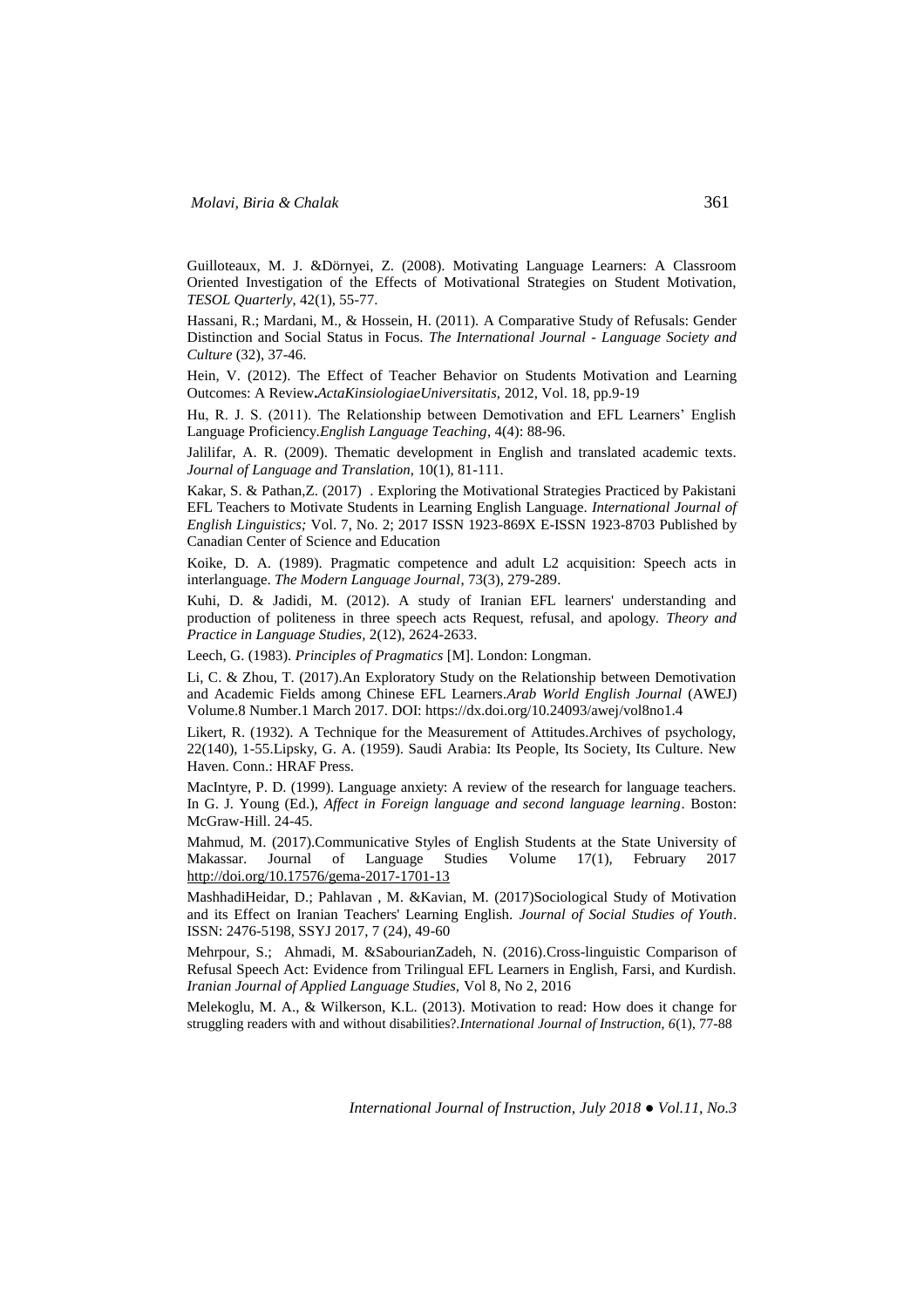Guilloteaux, M. J. &Dörnyei, Z. (2008). Motivating Language Learners: A Classroom Oriented Investigation of the Effects of Motivational Strategies on Student Motivation, *TESOL Quarterly*, 42(1), 55-77.

Hassani, R.; Mardani, M., & Hossein, H. (2011). A Comparative Study of Refusals: Gender Distinction and Social Status in Focus. *The International Journal - Language Society and Culture* (32), 37-46.

Hein, V. (2012). The Effect of Teacher Behavior on Students Motivation and Learning Outcomes: A Review**.***ActaKinsiologiaeUniversitatis*, 2012, Vol. 18, pp.9-19

Hu, R. J. S. (2011). The Relationship between Demotivation and EFL Learners' English Language Proficiency.*English Language Teaching*, 4(4): 88-96.

Jalilifar, A. R. (2009). Thematic development in English and translated academic texts. *Journal of Language and Translation,* 10(1), 81-111.

Kakar, S. & Pathan,Z. (2017) . Exploring the Motivational Strategies Practiced by Pakistani EFL Teachers to Motivate Students in Learning English Language. *International Journal of English Linguistics;* Vol. 7, No. 2; 2017 ISSN 1923-869X E-ISSN 1923-8703 Published by Canadian Center of Science and Education

Koike, D. A. (1989). Pragmatic competence and adult L2 acquisition: Speech acts in interlanguage. *The Modern Language Journal*, 73(3), 279-289.

Kuhi, D. & Jadidi, M. (2012). A study of Iranian EFL learners' understanding and production of politeness in three speech acts Request, refusal, and apology. *Theory and Practice in Language Studies*, 2(12), 2624-2633.

Leech, G. (1983). *Principles of Pragmatics* [M]. London: Longman.

Li, C. & Zhou, T. (2017).An Exploratory Study on the Relationship between Demotivation and Academic Fields among Chinese EFL Learners.*Arab World English Journal* (AWEJ) Volume.8 Number.1 March 2017. DOI: https://dx.doi.org/10.24093/awej/vol8no1.4

Likert, R. (1932). A Technique for the Measurement of Attitudes.Archives of psychology, 22(140), 1-55.Lipsky, G. A. (1959). Saudi Arabia: Its People, Its Society, Its Culture. New Haven. Conn.: HRAF Press.

MacIntyre, P. D. (1999). Language anxiety: A review of the research for language teachers. In G. J. Young (Ed.), *Affect in Foreign language and second language learning*. Boston: McGraw-Hill. 24-45.

Mahmud, M. (2017).Communicative Styles of English Students at the State University of Makassar. Journal of Language Studies Volume 17(1), February 2017 http://doi.org/10.17576/gema-2017-1701-13

MashhadiHeidar, D.; Pahlavan , M. &Kavian, M. (2017)Sociological Study of Motivation and its Effect on Iranian Teachers' Learning English. *Journal of Social Studies of Youth*. ISSN: 2476-5198, SSYJ 2017, 7 (24), 49-60

Mehrpour, S.; Ahmadi, M. &SabourianZadeh, N. (2016).Cross-linguistic Comparison of Refusal Speech Act: Evidence from Trilingual EFL Learners in English, Farsi, and Kurdish. *Iranian Journal of Applied Language Studies,* Vol 8, No 2, 2016

Melekoglu, M. A., & Wilkerson, K.L. (2013). Motivation to read: How does it change for struggling readers with and without disabilities?.*International Journal of Instruction, 6*(1), 77-88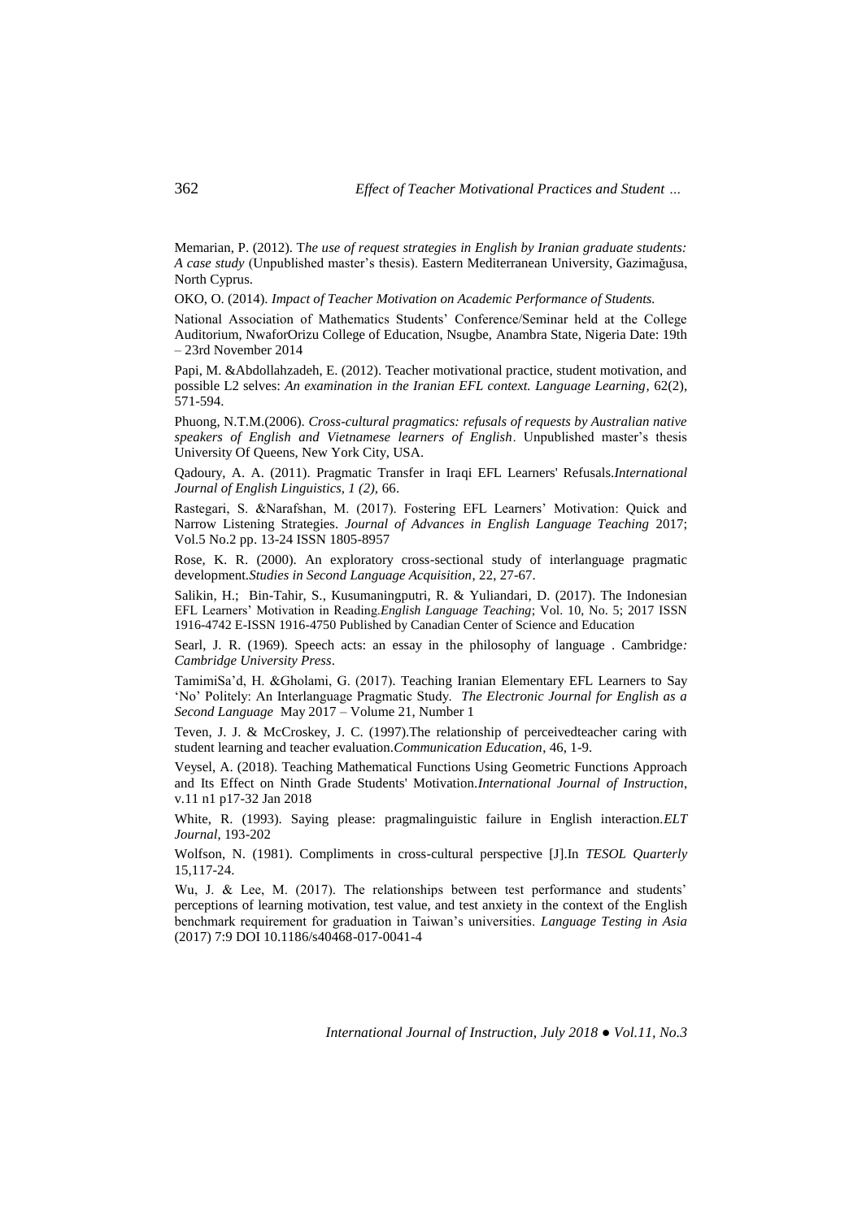Memarian, P. (2012). T*he use of request strategies in English by Iranian graduate students: A case study* (Unpublished master's thesis). Eastern Mediterranean University, Gazimağusa, North Cyprus.

OKO, O. (2014). *Impact of Teacher Motivation on Academic Performance of Students.*

National Association of Mathematics Students' Conference/Seminar held at the College Auditorium, NwaforOrizu College of Education, Nsugbe, Anambra State, Nigeria Date: 19th – 23rd November 2014

Papi, M. &Abdollahzadeh, E. (2012). Teacher motivational practice, student motivation, and possible L2 selves: *An examination in the Iranian EFL context. Language Learning*, 62(2), 571-594.

Phuong, N.T.M.(2006). *Cross-cultural pragmatics: refusals of requests by Australian native speakers of English and Vietnamese learners of English*. Unpublished master's thesis University Of Queens, New York City, USA.

Qadoury, A. A. (2011). Pragmatic Transfer in Iraqi EFL Learners' Refusals.*International Journal of English Linguistics, 1 (2),* 66.

Rastegari, S. &Narafshan, M. (2017). Fostering EFL Learners' Motivation: Quick and Narrow Listening Strategies. *Journal of Advances in English Language Teaching* 2017; Vol.5 No.2 pp. 13-24 ISSN 1805-8957

Rose, K. R. (2000). An exploratory cross-sectional study of interlanguage pragmatic development.*Studies in Second Language Acquisition*, 22, 27-67.

Salikin, H.; Bin-Tahir, S., Kusumaningputri, R. & Yuliandari, D. (2017). The Indonesian EFL Learners' Motivation in Reading.*English Language Teaching*; Vol. 10, No. 5; 2017 ISSN 1916-4742 E-ISSN 1916-4750 Published by Canadian Center of Science and Education

Searl, J. R. (1969). Speech acts: an essay in the philosophy of language . Cambridge*: Cambridge University Press*.

TamimiSa'd, H. &Gholami, G. (2017). Teaching Iranian Elementary EFL Learners to Say 'No' Politely: An Interlanguage Pragmatic Study. *The Electronic Journal for English as a Second Language* May 2017 – Volume 21, Number 1

Teven, J. J. & McCroskey, J. C. (1997).The relationship of perceivedteacher caring with student learning and teacher evaluation.*Communication Education*, 46, 1-9.

Veysel, A. (2018). Teaching Mathematical Functions Using Geometric Functions Approach and Its Effect on Ninth Grade Students' Motivation.*International Journal of Instruction*, v.11 n1 p17-32 Jan 2018

White, R. (1993). Saying please: pragmalinguistic failure in English interaction.*ELT Journal,* 193-202

Wolfson, N. (1981). Compliments in cross-cultural perspective [J].In *TESOL Quarterly* 15,117-24.

Wu, J. & Lee, M. (2017). The relationships between test performance and students' perceptions of learning motivation, test value, and test anxiety in the context of the English benchmark requirement for graduation in Taiwan's universities. *Language Testing in Asia* (2017) 7:9 DOI 10.1186/s40468-017-0041-4